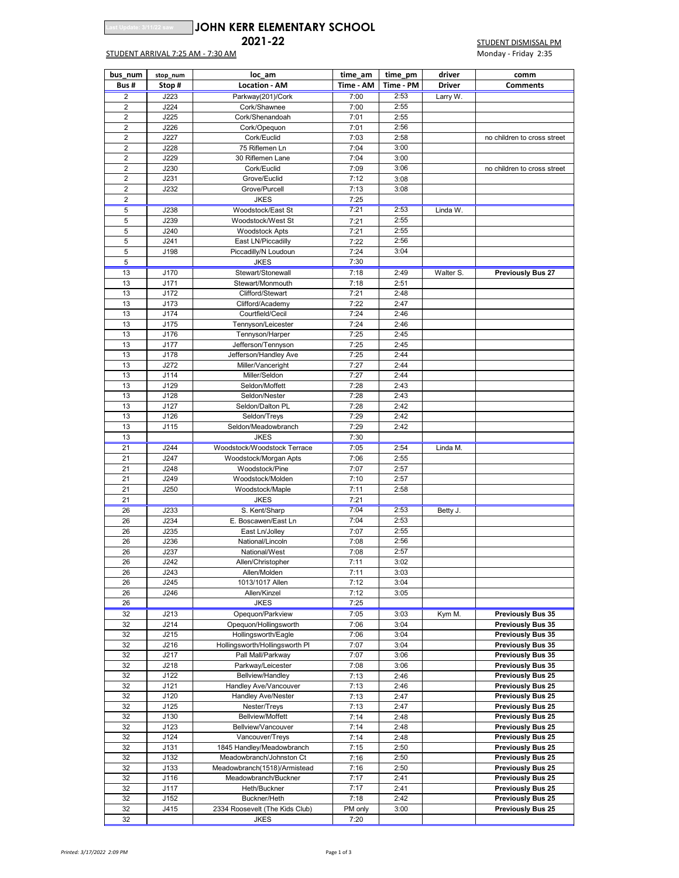Last Update: 3/11/22 saw

# JOHN KERR ELEMENTARY SCHOOL

## 2021-22

STUDENT ARRIVAL 7:25 AM - 7:30 AM

STUDENT DISMISSAL PM
Monday - Friday 2:35

| bus_num | stop_num | loc_am | time_am | time_pm | driver | comm |
|---|---|---|---|---|---|---|
| **Bus #** | **Stop #** | **Location - AM** | **Time - AM** | **Time - PM** | **Driver** | **Comments** |
| 2 | J223 | Parkway(201)/Cork | 7:00 | 2:53 | Larry W. | |
| 2 | J224 | Cork/Shawnee | 7:00 | 2:55 | | |
| 2 | J225 | Cork/Shenandoah | 7:01 | 2:55 | | |
| 2 | J226 | Cork/Opequon | 7:01 | 2:56 | | |
| 2 | J227 | Cork/Euclid | 7:03 | 2:58 | | no children to cross street |
| 2 | J228 | 75 Riflemen Ln | 7:04 | 3:00 | | |
| 2 | J229 | 30 Riflemen Lane | 7:04 | 3:00 | | |
| 2 | J230 | Cork/Euclid | 7:09 | 3:06 | | no children to cross street |
| 2 | J231 | Grove/Euclid | 7:12 | 3:08 | | |
| 2 | J232 | Grove/Purcell | 7:13 | 3:08 | | |
| 2 | | JKES | 7:25 | | | |
| 5 | J238 | Woodstock/East St | 7:21 | 2:53 | Linda W. | |
| 5 | J239 | Woodstock/West St | 7:21 | 2:55 | | |
| 5 | J240 | Woodstock Apts | 7:21 | 2:55 | | |
| 5 | J241 | East LN/Piccadilly | 7:22 | 2:56 | | |
| 5 | J198 | Piccadilly/N Loudoun | 7:24 | 3:04 | | |
| 5 | | JKES | 7:30 | | | |
| 13 | J170 | Stewart/Stonewall | 7:18 | 2:49 | Walter S. | **Previously Bus 27** |
| 13 | J171 | Stewart/Monmouth | 7:18 | 2:51 | | |
| 13 | J172 | Clifford/Stewart | 7:21 | 2:48 | | |
| 13 | J173 | Clifford/Academy | 7:22 | 2:47 | | |
| 13 | J174 | Courtfield/Cecil | 7:24 | 2:46 | | |
| 13 | J175 | Tennyson/Leicester | 7:24 | 2:46 | | |
| 13 | J176 | Tennyson/Harper | 7:25 | 2:45 | | |
| 13 | J177 | Jefferson/Tennyson | 7:25 | 2:45 | | |
| 13 | J178 | Jefferson/Handley Ave | 7:25 | 2:44 | | |
| 13 | J272 | Miller/Vanceright | 7:27 | 2:44 | | |
| 13 | J114 | Miller/Seldon | 7:27 | 2:44 | | |
| 13 | J129 | Seldon/Moffett | 7:28 | 2:43 | | |
| 13 | J128 | Seldon/Nester | 7:28 | 2:43 | | |
| 13 | J127 | Seldon/Dalton PL | 7:28 | 2:42 | | |
| 13 | J126 | Seldon/Treys | 7:29 | 2:42 | | |
| 13 | J115 | Seldon/Meadowbranch | 7:29 | 2:42 | | |
| 13 | | JKES | 7:30 | | | |
| 21 | J244 | Woodstock/Woodstock Terrace | 7:05 | 2:54 | Linda M. | |
| 21 | J247 | Woodstock/Morgan Apts | 7:06 | 2:55 | | |
| 21 | J248 | Woodstock/Pine | 7:07 | 2:57 | | |
| 21 | J249 | Woodstock/Molden | 7:10 | 2:57 | | |
| 21 | J250 | Woodstock/Maple | 7:11 | 2:58 | | |
| 21 | | JKES | 7:21 | | | |
| 26 | J233 | S. Kent/Sharp | 7:04 | 2:53 | Betty J. | |
| 26 | J234 | E. Boscawen/East Ln | 7:04 | 2:53 | | |
| 26 | J235 | East Ln/Jolley | 7:07 | 2:55 | | |
| 26 | J236 | National/Lincoln | 7:08 | 2:56 | | |
| 26 | J237 | National/West | 7:08 | 2:57 | | |
| 26 | J242 | Allen/Christopher | 7:11 | 3:02 | | |
| 26 | J243 | Allen/Molden | 7:11 | 3:03 | | |
| 26 | J245 | 1013/1017 Allen | 7:12 | 3:04 | | |
| 26 | J246 | Allen/Kinzel | 7:12 | 3:05 | | |
| 26 | | JKES | 7:25 | | | |
| 32 | J213 | Opequon/Parkview | 7:05 | 3:03 | Kym M. | **Previously Bus 35** |
| 32 | J214 | Opequon/Hollingsworth | 7:06 | 3:04 | | **Previously Bus 35** |
| 32 | J215 | Hollingsworth/Eagle | 7:06 | 3:04 | | **Previously Bus 35** |
| 32 | J216 | Hollingsworth/Hollingsworth Pl | 7:07 | 3:04 | | **Previously Bus 35** |
| 32 | J217 | Pall Mall/Parkway | 7:07 | 3:06 | | **Previously Bus 35** |
| 32 | J218 | Parkway/Leicester | 7:08 | 3:06 | | **Previously Bus 35** |
| 32 | J122 | Bellview/Handley | 7:13 | 2:46 | | **Previously Bus 25** |
| 32 | J121 | Handley Ave/Vancouver | 7:13 | 2:46 | | **Previously Bus 25** |
| 32 | J120 | Handley Ave/Nester | 7:13 | 2:47 | | **Previously Bus 25** |
| 32 | J125 | Nester/Treys | 7:13 | 2:47 | | **Previously Bus 25** |
| 32 | J130 | Bellview/Moffett | 7:14 | 2:48 | | **Previously Bus 25** |
| 32 | J123 | Bellview/Vancouver | 7:14 | 2:48 | | **Previously Bus 25** |
| 32 | J124 | Vancouver/Treys | 7:14 | 2:48 | | **Previously Bus 25** |
| 32 | J131 | 1845 Handley/Meadowbranch | 7:15 | 2:50 | | **Previously Bus 25** |
| 32 | J132 | Meadowbranch/Johnston Ct | 7:16 | 2:50 | | **Previously Bus 25** |
| 32 | J133 | Meadowbranch(1518)/Armistead | 7:16 | 2:50 | | **Previously Bus 25** |
| 32 | J116 | Meadowbranch/Buckner | 7:17 | 2:41 | | **Previously Bus 25** |
| 32 | J117 | Heth/Buckner | 7:17 | 2:41 | | **Previously Bus 25** |
| 32 | J152 | Buckner/Heth | 7:18 | 2:42 | | **Previously Bus 25** |
| 32 | J415 | 2334 Roosevelt (The Kids Club) | PM only | 3:00 | | **Previously Bus 25** |
| 32 | | JKES | 7:20 | | | |

*Printed: 3/17/2022 2:09 PM*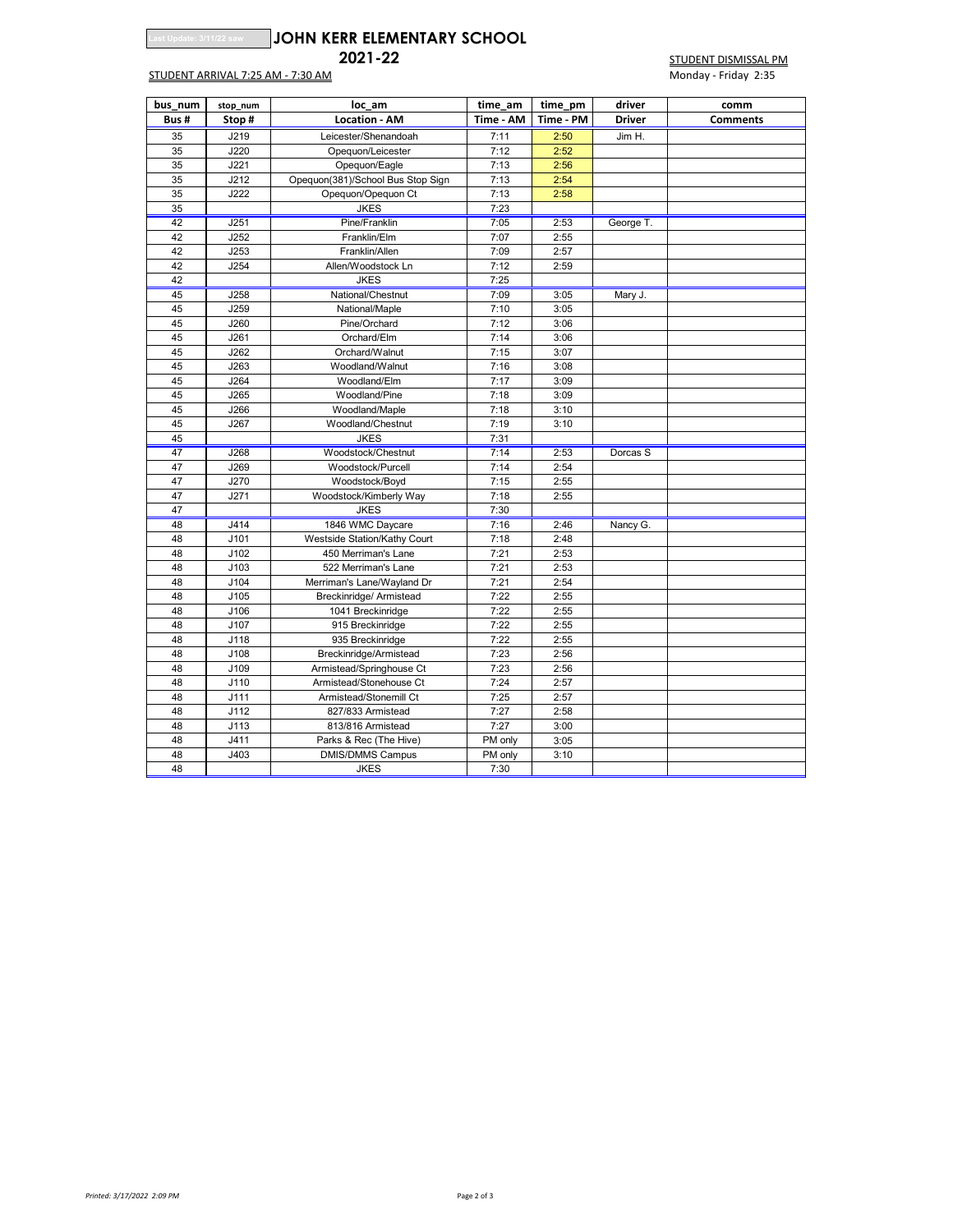Last Update: 3/11/22 saw

# JOHN KERR ELEMENTARY SCHOOL

## 2021-22

STUDENT ARRIVAL 7:25 AM - 7:30 AM

STUDENT DISMISSAL PM
Monday - Friday 2:35

| bus_num | stop_num | loc_am | time_am | time_pm | driver | comm |
|---|---|---|---|---|---|---|
| **Bus #** | **Stop #** | **Location - AM** | **Time - AM** | **Time - PM** | **Driver** | **Comments** |
| 35 | J219 | Leicester/Shenandoah | 7:11 | 2:50 | Jim H. | |
| 35 | J220 | Opequon/Leicester | 7:12 | 2:52 | | |
| 35 | J221 | Opequon/Eagle | 7:13 | 2:56 | | |
| 35 | J212 | Opequon(381)/School Bus Stop Sign | 7:13 | 2:54 | | |
| 35 | J222 | Opequon/Opequon Ct | 7:13 | 2:58 | | |
| 35 | | JKES | 7:23 | | | |
| 42 | J251 | Pine/Franklin | 7:05 | 2:53 | George T. | |
| 42 | J252 | Franklin/Elm | 7:07 | 2:55 | | |
| 42 | J253 | Franklin/Allen | 7:09 | 2:57 | | |
| 42 | J254 | Allen/Woodstock Ln | 7:12 | 2:59 | | |
| 42 | | JKES | 7:25 | | | |
| 45 | J258 | National/Chestnut | 7:09 | 3:05 | Mary J. | |
| 45 | J259 | National/Maple | 7:10 | 3:05 | | |
| 45 | J260 | Pine/Orchard | 7:12 | 3:06 | | |
| 45 | J261 | Orchard/Elm | 7:14 | 3:06 | | |
| 45 | J262 | Orchard/Walnut | 7:15 | 3:07 | | |
| 45 | J263 | Woodland/Walnut | 7:16 | 3:08 | | |
| 45 | J264 | Woodland/Elm | 7:17 | 3:09 | | |
| 45 | J265 | Woodland/Pine | 7:18 | 3:09 | | |
| 45 | J266 | Woodland/Maple | 7:18 | 3:10 | | |
| 45 | J267 | Woodland/Chestnut | 7:19 | 3:10 | | |
| 45 | | JKES | 7:31 | | | |
| 47 | J268 | Woodstock/Chestnut | 7:14 | 2:53 | Dorcas S | |
| 47 | J269 | Woodstock/Purcell | 7:14 | 2:54 | | |
| 47 | J270 | Woodstock/Boyd | 7:15 | 2:55 | | |
| 47 | J271 | Woodstock/Kimberly Way | 7:18 | 2:55 | | |
| 47 | | JKES | 7:30 | | | |
| 48 | J414 | 1846 WMC Daycare | 7:16 | 2:46 | Nancy G. | |
| 48 | J101 | Westside Station/Kathy Court | 7:18 | 2:48 | | |
| 48 | J102 | 450 Merriman's Lane | 7:21 | 2:53 | | |
| 48 | J103 | 522 Merriman's Lane | 7:21 | 2:53 | | |
| 48 | J104 | Merriman's Lane/Wayland Dr | 7:21 | 2:54 | | |
| 48 | J105 | Breckinridge/ Armistead | 7:22 | 2:55 | | |
| 48 | J106 | 1041 Breckinridge | 7:22 | 2:55 | | |
| 48 | J107 | 915 Breckinridge | 7:22 | 2:55 | | |
| 48 | J118 | 935 Breckinridge | 7:22 | 2:55 | | |
| 48 | J108 | Breckinridge/Armistead | 7:23 | 2:56 | | |
| 48 | J109 | Armistead/Springhouse Ct | 7:23 | 2:56 | | |
| 48 | J110 | Armistead/Stonehouse Ct | 7:24 | 2:57 | | |
| 48 | J111 | Armistead/Stonemill Ct | 7:25 | 2:57 | | |
| 48 | J112 | 827/833 Armistead | 7:27 | 2:58 | | |
| 48 | J113 | 813/816 Armistead | 7:27 | 3:00 | | |
| 48 | J411 | Parks & Rec (The Hive) | PM only | 3:05 | | |
| 48 | J403 | DMIS/DMMS Campus | PM only | 3:10 | | |
| 48 | | JKES | 7:30 | | | |

*Printed: 3/17/2022 2:09 PM*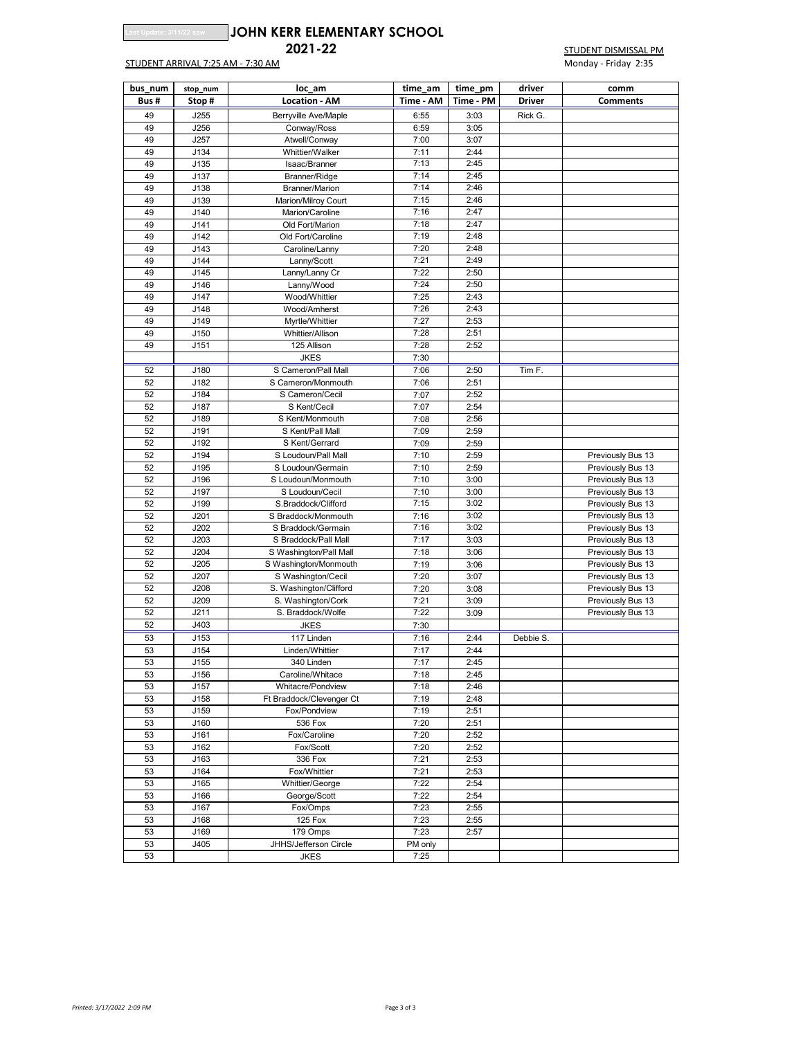Last Update: 3/11/22 saw

# JOHN KERR ELEMENTARY SCHOOL

## 2021-22

STUDENT ARRIVAL 7:25 AM - 7:30 AM

STUDENT DISMISSAL PM
Monday - Friday 2:35

| bus_num | stop_num | loc_am | time_am | time_pm | driver | comm |
|---|---|---|---|---|---|---|
| Bus # | Stop # | Location - AM | Time - AM | Time - PM | Driver | Comments |
| 49 | J255 | Berryville Ave/Maple | 6:55 | 3:03 | Rick G. | |
| 49 | J256 | Conway/Ross | 6:59 | 3:05 | | |
| 49 | J257 | Atwell/Conway | 7:00 | 3:07 | | |
| 49 | J134 | Whittier/Walker | 7:11 | 2:44 | | |
| 49 | J135 | Isaac/Branner | 7:13 | 2:45 | | |
| 49 | J137 | Branner/Ridge | 7:14 | 2:45 | | |
| 49 | J138 | Branner/Marion | 7:14 | 2:46 | | |
| 49 | J139 | Marion/Milroy Court | 7:15 | 2:46 | | |
| 49 | J140 | Marion/Caroline | 7:16 | 2:47 | | |
| 49 | J141 | Old Fort/Marion | 7:18 | 2:47 | | |
| 49 | J142 | Old Fort/Caroline | 7:19 | 2:48 | | |
| 49 | J143 | Caroline/Lanny | 7:20 | 2:48 | | |
| 49 | J144 | Lanny/Scott | 7:21 | 2:49 | | |
| 49 | J145 | Lanny/Lanny Cr | 7:22 | 2:50 | | |
| 49 | J146 | Lanny/Wood | 7:24 | 2:50 | | |
| 49 | J147 | Wood/Whittier | 7:25 | 2:43 | | |
| 49 | J148 | Wood/Amherst | 7:26 | 2:43 | | |
| 49 | J149 | Myrtle/Whittier | 7:27 | 2:53 | | |
| 49 | J150 | Whittier/Allison | 7:28 | 2:51 | | |
| 49 | J151 | 125 Allison | 7:28 | 2:52 | | |
| | | JKES | 7:30 | | | |
| 52 | J180 | S Cameron/Pall Mall | 7:06 | 2:50 | Tim F. | |
| 52 | J182 | S Cameron/Monmouth | 7:06 | 2:51 | | |
| 52 | J184 | S Cameron/Cecil | 7:07 | 2:52 | | |
| 52 | J187 | S Kent/Cecil | 7:07 | 2:54 | | |
| 52 | J189 | S Kent/Monmouth | 7:08 | 2:56 | | |
| 52 | J191 | S Kent/Pall Mall | 7:09 | 2:59 | | |
| 52 | J192 | S Kent/Gerrard | 7:09 | 2:59 | | |
| 52 | J194 | S Loudoun/Pall Mall | 7:10 | 2:59 | | Previously Bus 13 |
| 52 | J195 | S Loudoun/Germain | 7:10 | 2:59 | | Previously Bus 13 |
| 52 | J196 | S Loudoun/Monmouth | 7:10 | 3:00 | | Previously Bus 13 |
| 52 | J197 | S Loudoun/Cecil | 7:10 | 3:00 | | Previously Bus 13 |
| 52 | J199 | S.Braddock/Clifford | 7:15 | 3:02 | | Previously Bus 13 |
| 52 | J201 | S Braddock/Monmouth | 7:16 | 3:02 | | Previously Bus 13 |
| 52 | J202 | S Braddock/Germain | 7:16 | 3:02 | | Previously Bus 13 |
| 52 | J203 | S Braddock/Pall Mall | 7:17 | 3:03 | | Previously Bus 13 |
| 52 | J204 | S Washington/Pall Mall | 7:18 | 3:06 | | Previously Bus 13 |
| 52 | J205 | S Washington/Monmouth | 7:19 | 3:06 | | Previously Bus 13 |
| 52 | J207 | S Washington/Cecil | 7:20 | 3:07 | | Previously Bus 13 |
| 52 | J208 | S. Washington/Clifford | 7:20 | 3:08 | | Previously Bus 13 |
| 52 | J209 | S. Washington/Cork | 7:21 | 3:09 | | Previously Bus 13 |
| 52 | J211 | S. Braddock/Wolfe | 7:22 | 3:09 | | Previously Bus 13 |
| 52 | J403 | JKES | 7:30 | | | |
| 53 | J153 | 117 Linden | 7:16 | 2:44 | Debbie S. | |
| 53 | J154 | Linden/Whittier | 7:17 | 2:44 | | |
| 53 | J155 | 340 Linden | 7:17 | 2:45 | | |
| 53 | J156 | Caroline/Whitace | 7:18 | 2:45 | | |
| 53 | J157 | Whitacre/Pondview | 7:18 | 2:46 | | |
| 53 | J158 | Ft Braddock/Clevenger Ct | 7:19 | 2:48 | | |
| 53 | J159 | Fox/Pondview | 7:19 | 2:51 | | |
| 53 | J160 | 536 Fox | 7:20 | 2:51 | | |
| 53 | J161 | Fox/Caroline | 7:20 | 2:52 | | |
| 53 | J162 | Fox/Scott | 7:20 | 2:52 | | |
| 53 | J163 | 336 Fox | 7:21 | 2:53 | | |
| 53 | J164 | Fox/Whittier | 7:21 | 2:53 | | |
| 53 | J165 | Whittier/George | 7:22 | 2:54 | | |
| 53 | J166 | George/Scott | 7:22 | 2:54 | | |
| 53 | J167 | Fox/Omps | 7:23 | 2:55 | | |
| 53 | J168 | 125 Fox | 7:23 | 2:55 | | |
| 53 | J169 | 179 Omps | 7:23 | 2:57 | | |
| 53 | J405 | JHHS/Jefferson Circle | PM only | | | |
| 53 | | JKES | 7:25 | | | |

Printed: 3/17/2022 2:09 PM